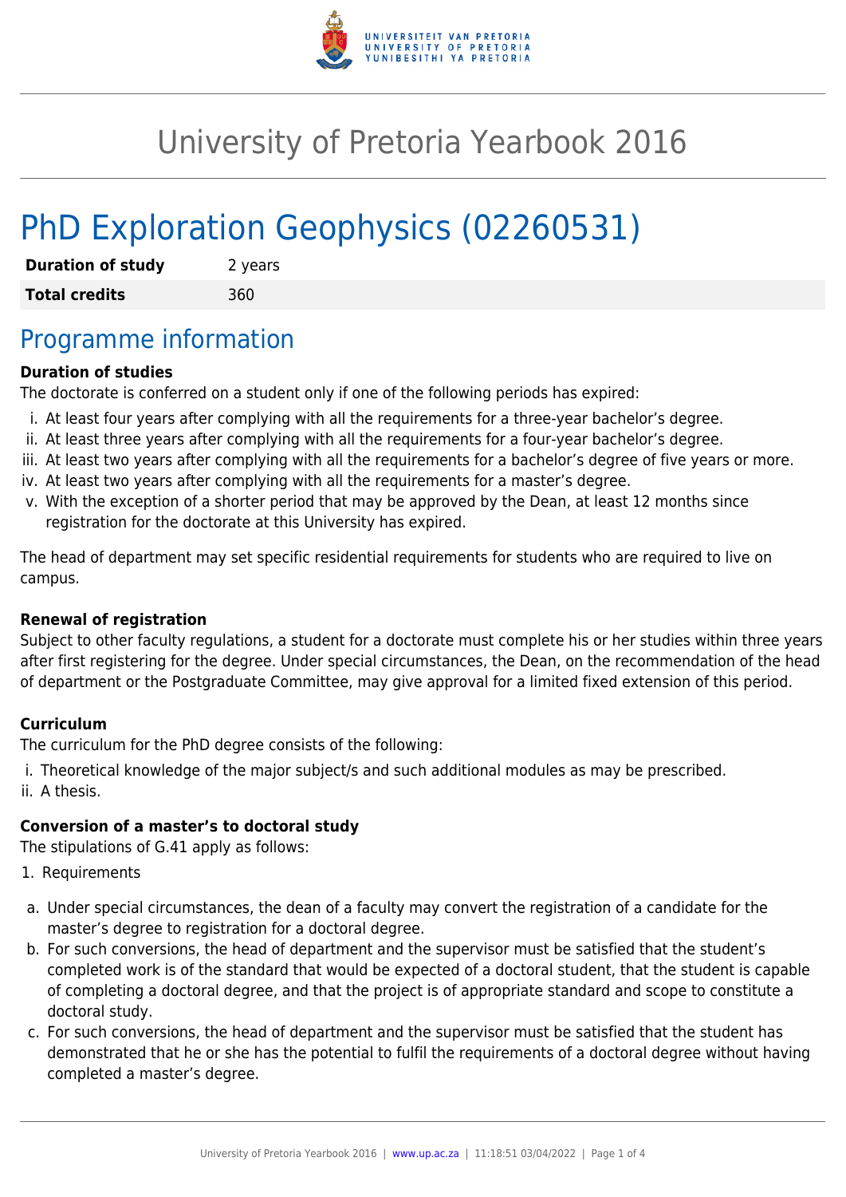# University of Pretoria Yearbook 2016

# PhD Exploration Geophysics (02260531)

| | |
|---|---|
| **Duration of study** | 2 years |
| **Total credits** | 360 |

## Programme information

**Duration of studies**

The doctorate is conferred on a student only if one of the following periods has expired:

i. At least four years after complying with all the requirements for a three-year bachelor's degree.
ii. At least three years after complying with all the requirements for a four-year bachelor's degree.
iii. At least two years after complying with all the requirements for a bachelor's degree of five years or more.
iv. At least two years after complying with all the requirements for a master's degree.
v. With the exception of a shorter period that may be approved by the Dean, at least 12 months since registration for the doctorate at this University has expired.

The head of department may set specific residential requirements for students who are required to live on campus.

**Renewal of registration**

Subject to other faculty regulations, a student for a doctorate must complete his or her studies within three years after first registering for the degree. Under special circumstances, the Dean, on the recommendation of the head of department or the Postgraduate Committee, may give approval for a limited fixed extension of this period.

**Curriculum**

The curriculum for the PhD degree consists of the following:

i. Theoretical knowledge of the major subject/s and such additional modules as may be prescribed.
ii. A thesis.

**Conversion of a master's to doctoral study**

The stipulations of G.41 apply as follows:

1. Requirements

a. Under special circumstances, the dean of a faculty may convert the registration of a candidate for the master's degree to registration for a doctoral degree.
b. For such conversions, the head of department and the supervisor must be satisfied that the student's completed work is of the standard that would be expected of a doctoral student, that the student is capable of completing a doctoral degree, and that the project is of appropriate standard and scope to constitute a doctoral study.
c. For such conversions, the head of department and the supervisor must be satisfied that the student has demonstrated that he or she has the potential to fulfil the requirements of a doctoral degree without having completed a master's degree.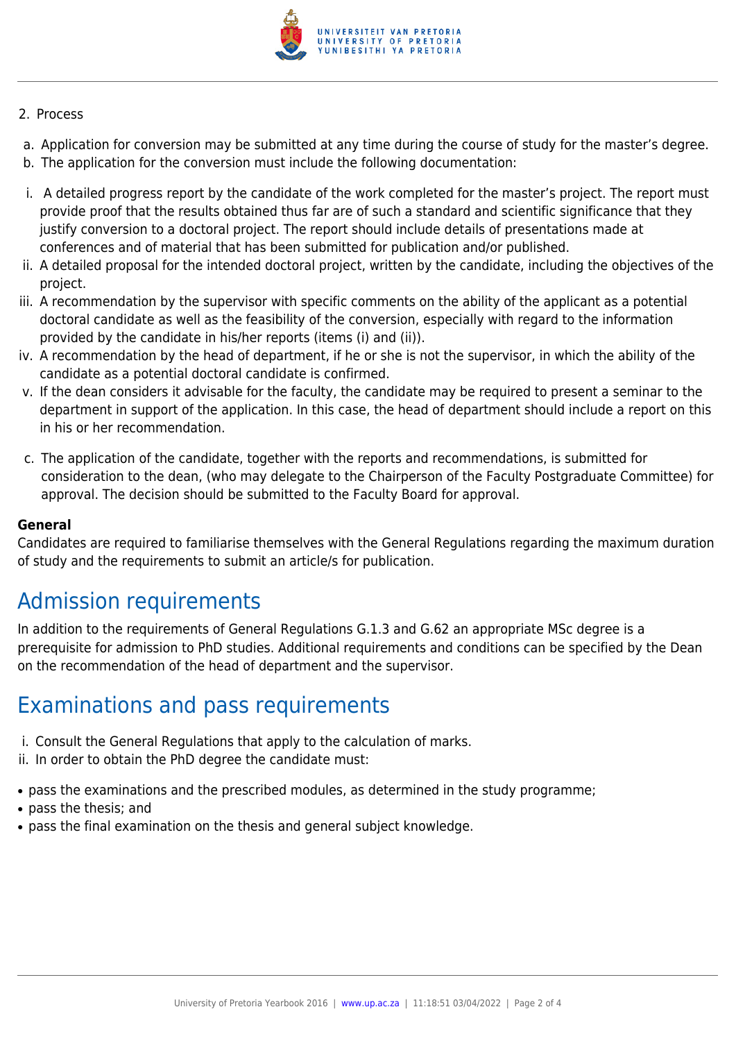2. Process

a. Application for conversion may be submitted at any time during the course of study for the master's degree.
b. The application for the conversion must include the following documentation:

i. A detailed progress report by the candidate of the work completed for the master's project. The report must provide proof that the results obtained thus far are of such a standard and scientific significance that they justify conversion to a doctoral project. The report should include details of presentations made at conferences and of material that has been submitted for publication and/or published.
ii. A detailed proposal for the intended doctoral project, written by the candidate, including the objectives of the project.
iii. A recommendation by the supervisor with specific comments on the ability of the applicant as a potential doctoral candidate as well as the feasibility of the conversion, especially with regard to the information provided by the candidate in his/her reports (items (i) and (ii)).
iv. A recommendation by the head of department, if he or she is not the supervisor, in which the ability of the candidate as a potential doctoral candidate is confirmed.
v. If the dean considers it advisable for the faculty, the candidate may be required to present a seminar to the department in support of the application. In this case, the head of department should include a report on this in his or her recommendation.

c. The application of the candidate, together with the reports and recommendations, is submitted for consideration to the dean, (who may delegate to the Chairperson of the Faculty Postgraduate Committee) for approval. The decision should be submitted to the Faculty Board for approval.

**General**
Candidates are required to familiarise themselves with the General Regulations regarding the maximum duration of study and the requirements to submit an article/s for publication.

# Admission requirements

In addition to the requirements of General Regulations G.1.3 and G.62 an appropriate MSc degree is a prerequisite for admission to PhD studies. Additional requirements and conditions can be specified by the Dean on the recommendation of the head of department and the supervisor.

# Examinations and pass requirements

i. Consult the General Regulations that apply to the calculation of marks.
ii. In order to obtain the PhD degree the candidate must:

- pass the examinations and the prescribed modules, as determined in the study programme;
- pass the thesis; and
- pass the final examination on the thesis and general subject knowledge.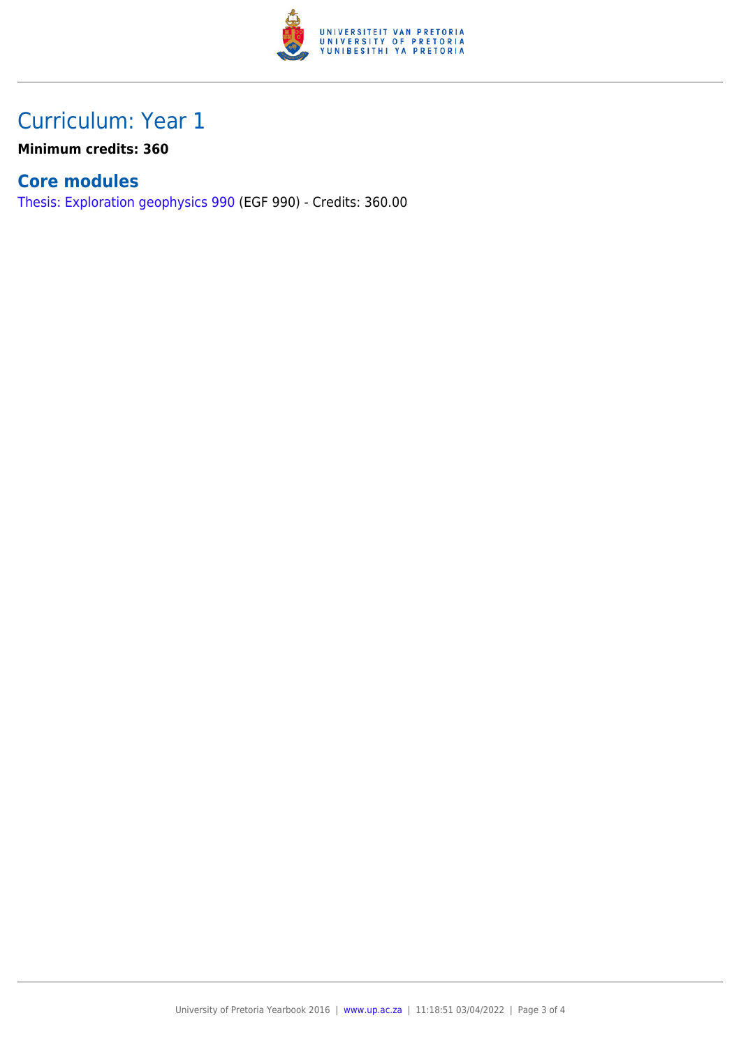# Curriculum: Year 1

**Minimum credits: 360**

## Core modules

Thesis: Exploration geophysics 990 (EGF 990) - Credits: 360.00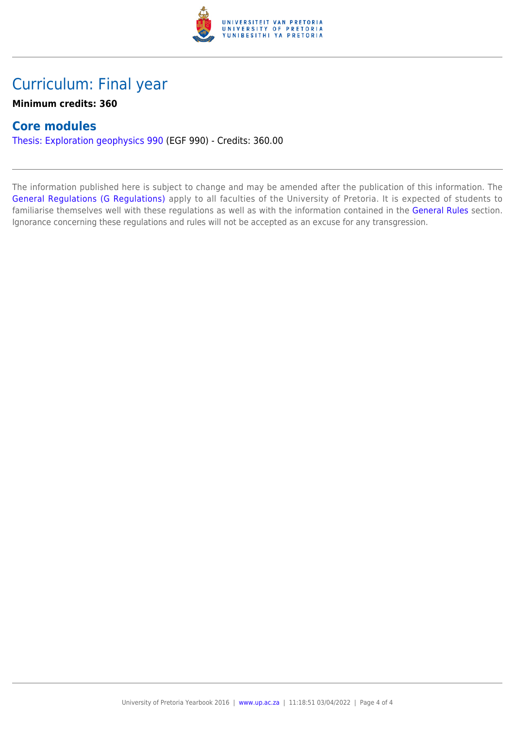## Curriculum: Final year

**Minimum credits: 360**

### Core modules

Thesis: Exploration geophysics 990 (EGF 990) - Credits: 360.00

The information published here is subject to change and may be amended after the publication of this information. The General Regulations (G Regulations) apply to all faculties of the University of Pretoria. It is expected of students to familiarise themselves well with these regulations as well as with the information contained in the General Rules section. Ignorance concerning these regulations and rules will not be accepted as an excuse for any transgression.